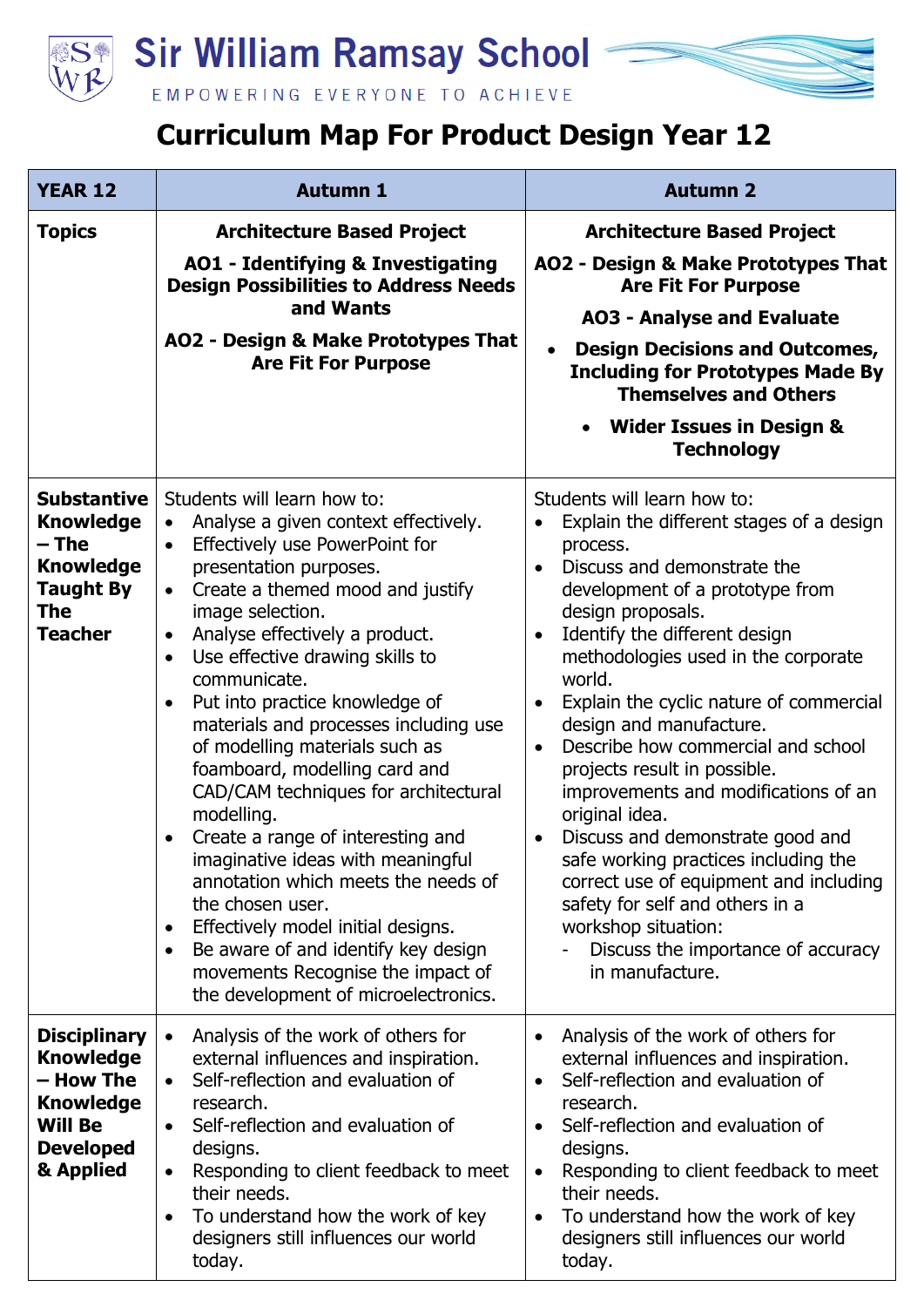# Sir William Ramsay School

EMPOWERING EVERYONE TO ACHIEVE

# Curriculum Map For Product Design Year 12

| YEAR 12 | Autumn 1 | Autumn 2 |
| --- | --- | --- |
| **Topics** | **Architecture Based Project**<br><br>**AO1 - Identifying & Investigating Design Possibilities to Address Needs and Wants**<br><br>**AO2 - Design & Make Prototypes That Are Fit For Purpose** | **Architecture Based Project**<br><br>**AO2 - Design & Make Prototypes That Are Fit For Purpose**<br><br>**AO3 - Analyse and Evaluate**<br>• **Design Decisions and Outcomes, Including for Prototypes Made By Themselves and Others**<br>• **Wider Issues in Design & Technology** |
| **Substantive Knowledge – The Knowledge Taught By The Teacher** | Students will learn how to:<br>• Analyse a given context effectively.<br>• Effectively use PowerPoint for presentation purposes.<br>• Create a themed mood and justify image selection.<br>• Analyse effectively a product.<br>• Use effective drawing skills to communicate.<br>• Put into practice knowledge of materials and processes including use of modelling materials such as foamboard, modelling card and CAD/CAM techniques for architectural modelling.<br>• Create a range of interesting and imaginative ideas with meaningful annotation which meets the needs of the chosen user.<br>• Effectively model initial designs.<br>• Be aware of and identify key design movements Recognise the impact of the development of microelectronics. | Students will learn how to:<br>• Explain the different stages of a design process.<br>• Discuss and demonstrate the development of a prototype from design proposals.<br>• Identify the different design methodologies used in the corporate world.<br>• Explain the cyclic nature of commercial design and manufacture.<br>• Describe how commercial and school projects result in possible. improvements and modifications of an original idea.<br>• Discuss and demonstrate good and safe working practices including the correct use of equipment and including safety for self and others in a workshop situation:<br>  - Discuss the importance of accuracy in manufacture. |
| **Disciplinary Knowledge – How The Knowledge Will Be Developed & Applied** | • Analysis of the work of others for external influences and inspiration.<br>• Self-reflection and evaluation of research.<br>• Self-reflection and evaluation of designs.<br>• Responding to client feedback to meet their needs.<br>• To understand how the work of key designers still influences our world today. | • Analysis of the work of others for external influences and inspiration.<br>• Self-reflection and evaluation of research.<br>• Self-reflection and evaluation of designs.<br>• Responding to client feedback to meet their needs.<br>• To understand how the work of key designers still influences our world today. |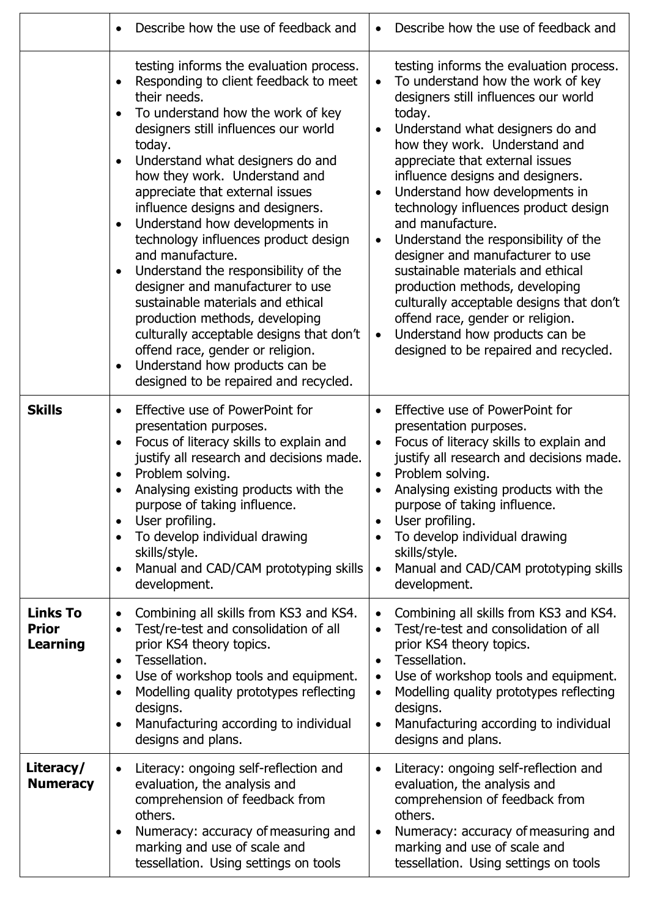| | | |
|---|---|---|
| | • Describe how the use of feedback and | • Describe how the use of feedback and |
| | testing informs the evaluation process.<br>• Responding to client feedback to meet their needs.<br>• To understand how the work of key designers still influences our world today.<br>• Understand what designers do and how they work. Understand and appreciate that external issues influence designs and designers.<br>• Understand how developments in technology influences product design and manufacture.<br>• Understand the responsibility of the designer and manufacturer to use sustainable materials and ethical production methods, developing culturally acceptable designs that don't offend race, gender or religion.<br>• Understand how products can be designed to be repaired and recycled. | testing informs the evaluation process.<br>• To understand how the work of key designers still influences our world today.<br>• Understand what designers do and how they work. Understand and appreciate that external issues influence designs and designers.<br>• Understand how developments in technology influences product design and manufacture.<br>• Understand the responsibility of the designer and manufacturer to use sustainable materials and ethical production methods, developing culturally acceptable designs that don't offend race, gender or religion.<br>• Understand how products can be designed to be repaired and recycled. |
| **Skills** | • Effective use of PowerPoint for presentation purposes.<br>• Focus of literacy skills to explain and justify all research and decisions made.<br>• Problem solving.<br>• Analysing existing products with the purpose of taking influence.<br>• User profiling.<br>• To develop individual drawing skills/style.<br>• Manual and CAD/CAM prototyping skills development. | • Effective use of PowerPoint for presentation purposes.<br>• Focus of literacy skills to explain and justify all research and decisions made.<br>• Problem solving.<br>• Analysing existing products with the purpose of taking influence.<br>• User profiling.<br>• To develop individual drawing skills/style.<br>• Manual and CAD/CAM prototyping skills development. |
| **Links To Prior Learning** | • Combining all skills from KS3 and KS4.<br>• Test/re-test and consolidation of all prior KS4 theory topics.<br>• Tessellation.<br>• Use of workshop tools and equipment.<br>• Modelling quality prototypes reflecting designs.<br>• Manufacturing according to individual designs and plans. | • Combining all skills from KS3 and KS4.<br>• Test/re-test and consolidation of all prior KS4 theory topics.<br>• Tessellation.<br>• Use of workshop tools and equipment.<br>• Modelling quality prototypes reflecting designs.<br>• Manufacturing according to individual designs and plans. |
| **Literacy/ Numeracy** | • Literacy: ongoing self-reflection and evaluation, the analysis and comprehension of feedback from others.<br>• Numeracy: accuracy of measuring and marking and use of scale and tessellation. Using settings on tools | • Literacy: ongoing self-reflection and evaluation, the analysis and comprehension of feedback from others.<br>• Numeracy: accuracy of measuring and marking and use of scale and tessellation. Using settings on tools |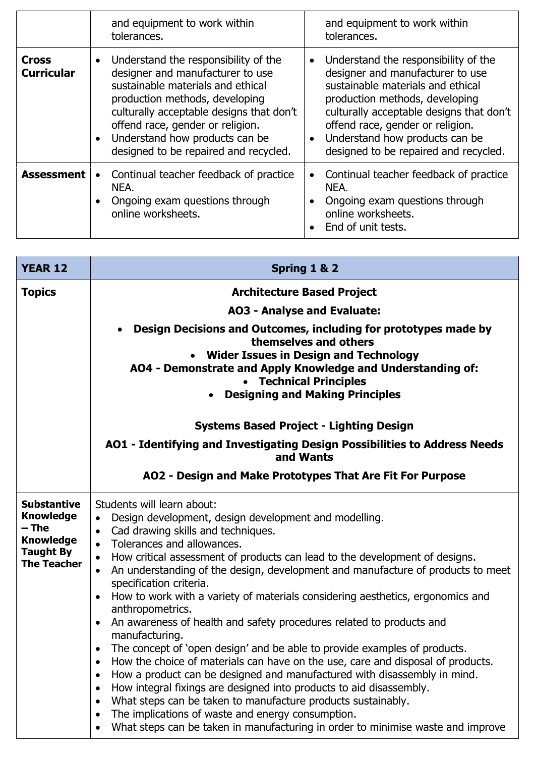|  |  |  |
| --- | --- | --- |
|  | and equipment to work within tolerances. | and equipment to work within tolerances. |
| **Cross Curricular** | • Understand the responsibility of the designer and manufacturer to use sustainable materials and ethical production methods, developing culturally acceptable designs that don't offend race, gender or religion.<br>• Understand how products can be designed to be repaired and recycled. | • Understand the responsibility of the designer and manufacturer to use sustainable materials and ethical production methods, developing culturally acceptable designs that don't offend race, gender or religion.<br>• Understand how products can be designed to be repaired and recycled. |
| **Assessment** | • Continual teacher feedback of practice NEA.<br>• Ongoing exam questions through online worksheets. | • Continual teacher feedback of practice NEA.<br>• Ongoing exam questions through online worksheets.<br>• End of unit tests. |

| **YEAR 12** | **Spring 1 & 2** |
| --- | --- |
| **Topics** | **Architecture Based Project**<br>**AO3 - Analyse and Evaluate:**<br>• **Design Decisions and Outcomes, including for prototypes made by themselves and others**<br>• **Wider Issues in Design and Technology**<br>**AO4 - Demonstrate and Apply Knowledge and Understanding of:**<br>• **Technical Principles**<br>• **Designing and Making Principles**<br><br>**Systems Based Project - Lighting Design**<br>**AO1 - Identifying and Investigating Design Possibilities to Address Needs and Wants**<br>**AO2 - Design and Make Prototypes That Are Fit For Purpose** |
| **Substantive Knowledge – The Knowledge Taught By The Teacher** | Students will learn about:<br>• Design development, design development and modelling.<br>• Cad drawing skills and techniques.<br>• Tolerances and allowances.<br>• How critical assessment of products can lead to the development of designs.<br>• An understanding of the design, development and manufacture of products to meet specification criteria.<br>• How to work with a variety of materials considering aesthetics, ergonomics and anthropometrics.<br>• An awareness of health and safety procedures related to products and manufacturing.<br>• The concept of 'open design' and be able to provide examples of products.<br>• How the choice of materials can have on the use, care and disposal of products.<br>• How a product can be designed and manufactured with disassembly in mind.<br>• How integral fixings are designed into products to aid disassembly.<br>• What steps can be taken to manufacture products sustainably.<br>• The implications of waste and energy consumption.<br>• What steps can be taken in manufacturing in order to minimise waste and improve |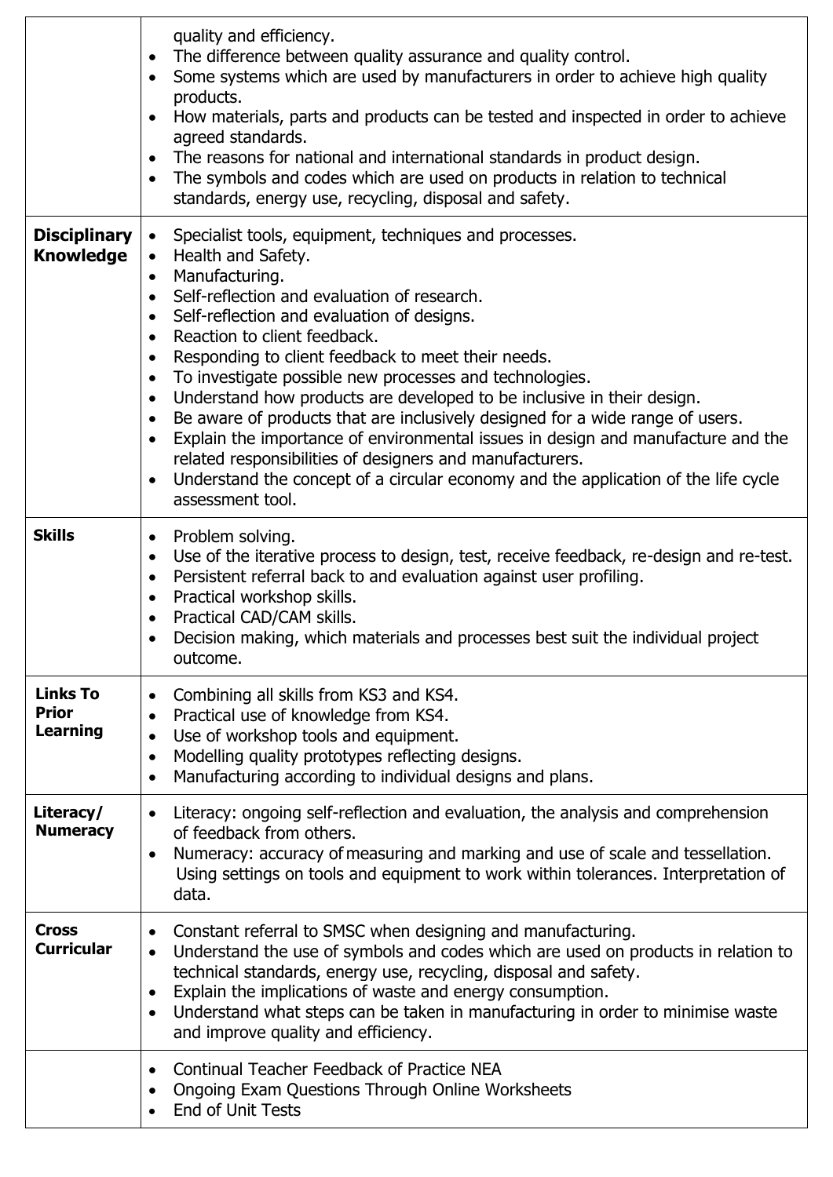| | |
|---|---|
| | quality and efficiency.<br>• The difference between quality assurance and quality control.<br>• Some systems which are used by manufacturers in order to achieve high quality products.<br>• How materials, parts and products can be tested and inspected in order to achieve agreed standards.<br>• The reasons for national and international standards in product design.<br>• The symbols and codes which are used on products in relation to technical standards, energy use, recycling, disposal and safety. |
| **Disciplinary Knowledge** | • Specialist tools, equipment, techniques and processes.<br>• Health and Safety.<br>• Manufacturing.<br>• Self-reflection and evaluation of research.<br>• Self-reflection and evaluation of designs.<br>• Reaction to client feedback.<br>• Responding to client feedback to meet their needs.<br>• To investigate possible new processes and technologies.<br>• Understand how products are developed to be inclusive in their design.<br>• Be aware of products that are inclusively designed for a wide range of users.<br>• Explain the importance of environmental issues in design and manufacture and the related responsibilities of designers and manufacturers.<br>• Understand the concept of a circular economy and the application of the life cycle assessment tool. |
| **Skills** | • Problem solving.<br>• Use of the iterative process to design, test, receive feedback, re-design and re-test.<br>• Persistent referral back to and evaluation against user profiling.<br>• Practical workshop skills.<br>• Practical CAD/CAM skills.<br>• Decision making, which materials and processes best suit the individual project outcome. |
| **Links To Prior Learning** | • Combining all skills from KS3 and KS4.<br>• Practical use of knowledge from KS4.<br>• Use of workshop tools and equipment.<br>• Modelling quality prototypes reflecting designs.<br>• Manufacturing according to individual designs and plans. |
| **Literacy/ Numeracy** | • Literacy: ongoing self-reflection and evaluation, the analysis and comprehension of feedback from others.<br>• Numeracy: accuracy of measuring and marking and use of scale and tessellation. Using settings on tools and equipment to work within tolerances. Interpretation of data. |
| **Cross Curricular** | • Constant referral to SMSC when designing and manufacturing.<br>• Understand the use of symbols and codes which are used on products in relation to technical standards, energy use, recycling, disposal and safety.<br>• Explain the implications of waste and energy consumption.<br>• Understand what steps can be taken in manufacturing in order to minimise waste and improve quality and efficiency. |
| | • Continual Teacher Feedback of Practice NEA<br>• Ongoing Exam Questions Through Online Worksheets<br>• End of Unit Tests |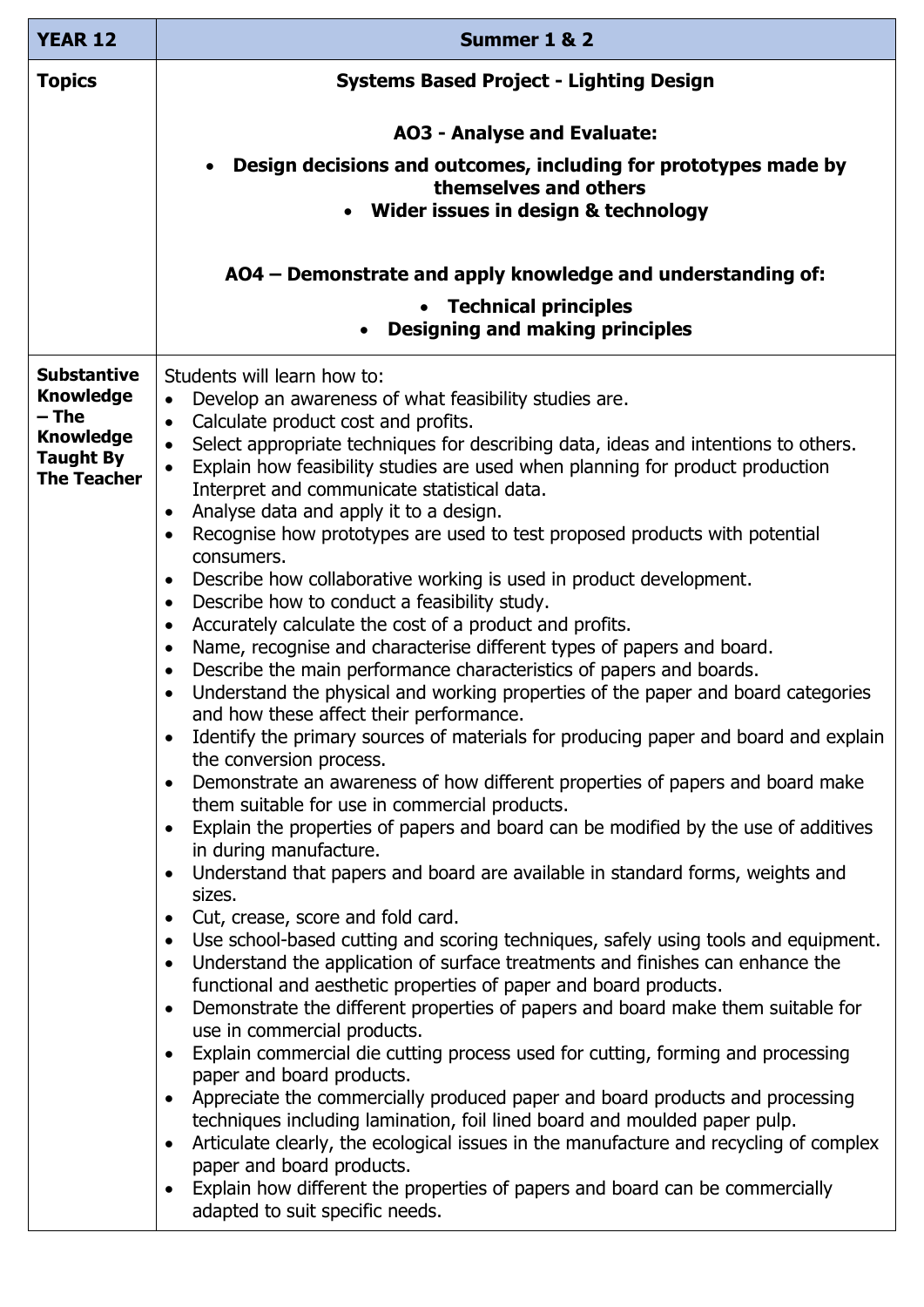| YEAR 12 | Summer 1 & 2 |
|---|---|
| **Topics** | **Systems Based Project - Lighting Design**<br><br>**AO3 - Analyse and Evaluate:**<br>• **Design decisions and outcomes, including for prototypes made by themselves and others**<br>• **Wider issues in design & technology**<br><br>**AO4 – Demonstrate and apply knowledge and understanding of:**<br>• **Technical principles**<br>• **Designing and making principles** |
| **Substantive Knowledge – The Knowledge Taught By The Teacher** | Students will learn how to:<br>• Develop an awareness of what feasibility studies are.<br>• Calculate product cost and profits.<br>• Select appropriate techniques for describing data, ideas and intentions to others.<br>• Explain how feasibility studies are used when planning for product production Interpret and communicate statistical data.<br>• Analyse data and apply it to a design.<br>• Recognise how prototypes are used to test proposed products with potential consumers.<br>• Describe how collaborative working is used in product development.<br>• Describe how to conduct a feasibility study.<br>• Accurately calculate the cost of a product and profits.<br>• Name, recognise and characterise different types of papers and board.<br>• Describe the main performance characteristics of papers and boards.<br>• Understand the physical and working properties of the paper and board categories and how these affect their performance.<br>• Identify the primary sources of materials for producing paper and board and explain the conversion process.<br>• Demonstrate an awareness of how different properties of papers and board make them suitable for use in commercial products.<br>• Explain the properties of papers and board can be modified by the use of additives in during manufacture.<br>• Understand that papers and board are available in standard forms, weights and sizes.<br>• Cut, crease, score and fold card.<br>• Use school-based cutting and scoring techniques, safely using tools and equipment.<br>• Understand the application of surface treatments and finishes can enhance the functional and aesthetic properties of paper and board products.<br>• Demonstrate the different properties of papers and board make them suitable for use in commercial products.<br>• Explain commercial die cutting process used for cutting, forming and processing paper and board products.<br>• Appreciate the commercially produced paper and board products and processing techniques including lamination, foil lined board and moulded paper pulp.<br>• Articulate clearly, the ecological issues in the manufacture and recycling of complex paper and board products.<br>• Explain how different the properties of papers and board can be commercially adapted to suit specific needs. |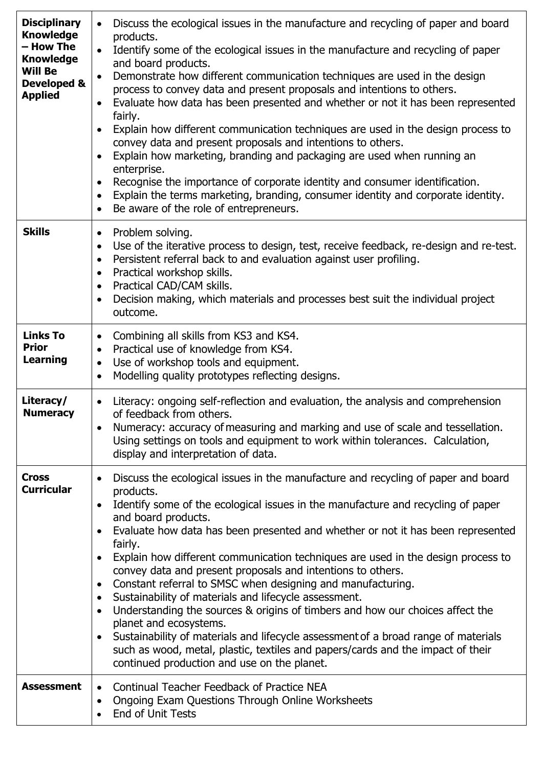| | |
|---|---|
| **Disciplinary Knowledge – How The Knowledge Will Be Developed & Applied** | • Discuss the ecological issues in the manufacture and recycling of paper and board products.<br>• Identify some of the ecological issues in the manufacture and recycling of paper and board products.<br>• Demonstrate how different communication techniques are used in the design process to convey data and present proposals and intentions to others.<br>• Evaluate how data has been presented and whether or not it has been represented fairly.<br>• Explain how different communication techniques are used in the design process to convey data and present proposals and intentions to others.<br>• Explain how marketing, branding and packaging are used when running an enterprise.<br>• Recognise the importance of corporate identity and consumer identification.<br>• Explain the terms marketing, branding, consumer identity and corporate identity.<br>• Be aware of the role of entrepreneurs. |
| **Skills** | • Problem solving.<br>• Use of the iterative process to design, test, receive feedback, re-design and re-test.<br>• Persistent referral back to and evaluation against user profiling.<br>• Practical workshop skills.<br>• Practical CAD/CAM skills.<br>• Decision making, which materials and processes best suit the individual project outcome. |
| **Links To Prior Learning** | • Combining all skills from KS3 and KS4.<br>• Practical use of knowledge from KS4.<br>• Use of workshop tools and equipment.<br>• Modelling quality prototypes reflecting designs. |
| **Literacy/ Numeracy** | • Literacy: ongoing self-reflection and evaluation, the analysis and comprehension of feedback from others.<br>• Numeracy: accuracy of measuring and marking and use of scale and tessellation. Using settings on tools and equipment to work within tolerances. Calculation, display and interpretation of data. |
| **Cross Curricular** | • Discuss the ecological issues in the manufacture and recycling of paper and board products.<br>• Identify some of the ecological issues in the manufacture and recycling of paper and board products.<br>• Evaluate how data has been presented and whether or not it has been represented fairly.<br>• Explain how different communication techniques are used in the design process to convey data and present proposals and intentions to others.<br>• Constant referral to SMSC when designing and manufacturing.<br>• Sustainability of materials and lifecycle assessment.<br>• Understanding the sources & origins of timbers and how our choices affect the planet and ecosystems.<br>• Sustainability of materials and lifecycle assessment of a broad range of materials such as wood, metal, plastic, textiles and papers/cards and the impact of their continued production and use on the planet. |
| **Assessment** | • Continual Teacher Feedback of Practice NEA<br>• Ongoing Exam Questions Through Online Worksheets<br>• End of Unit Tests |